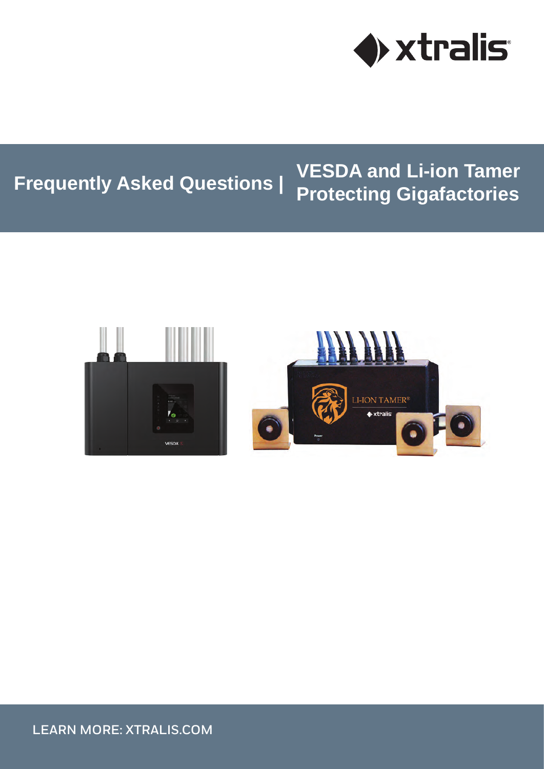# Frequently Asked Questions | VESDA and Li-ion Tamer Protecting Gigafactories

LEARN MORE: XTRALIS.COM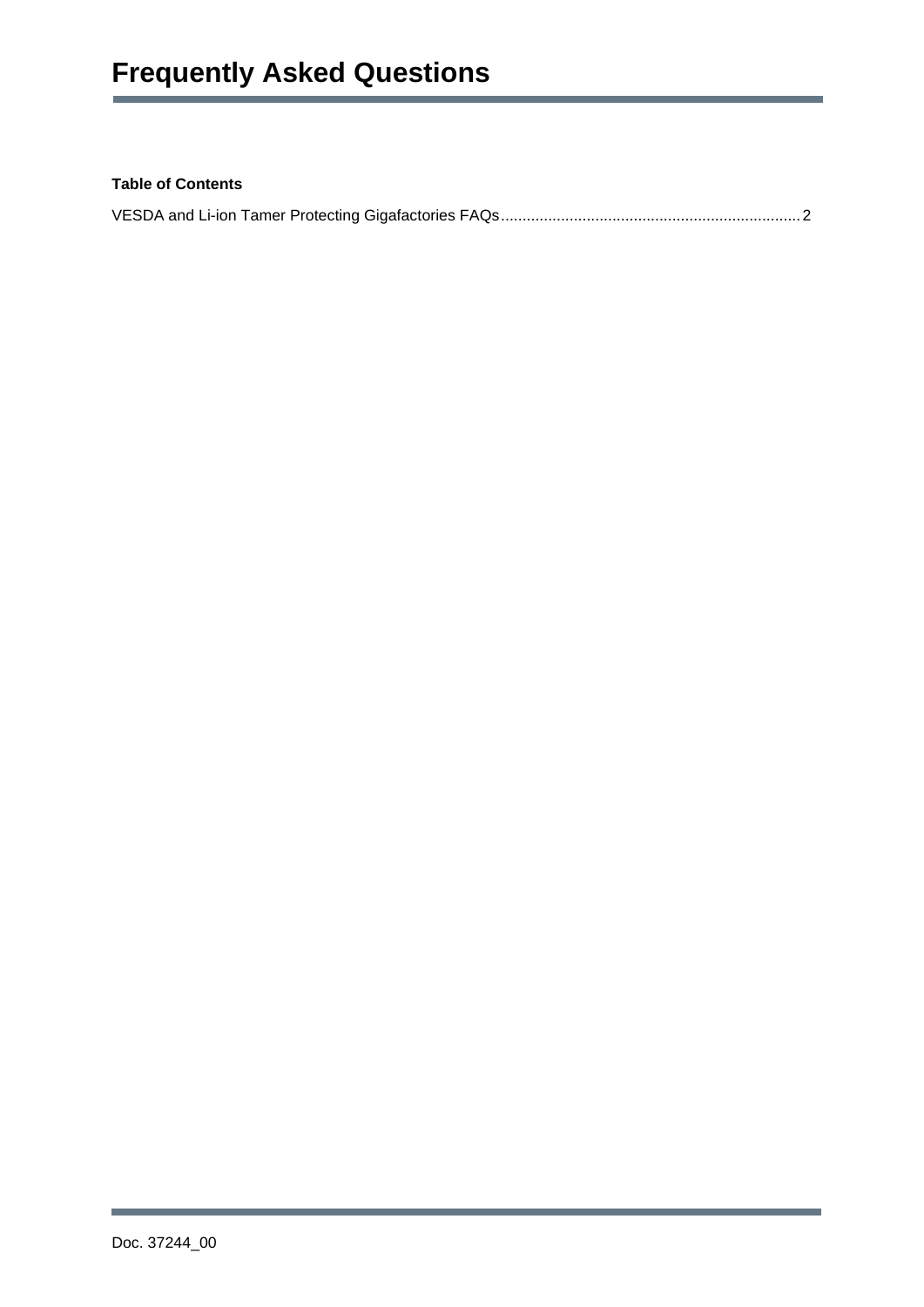# Frequently Asked Questions

**Table of Contents**

VESDA and Li-ion Tamer Protecting Gigafactories FAQs.......................................................................2

Doc. 37244_00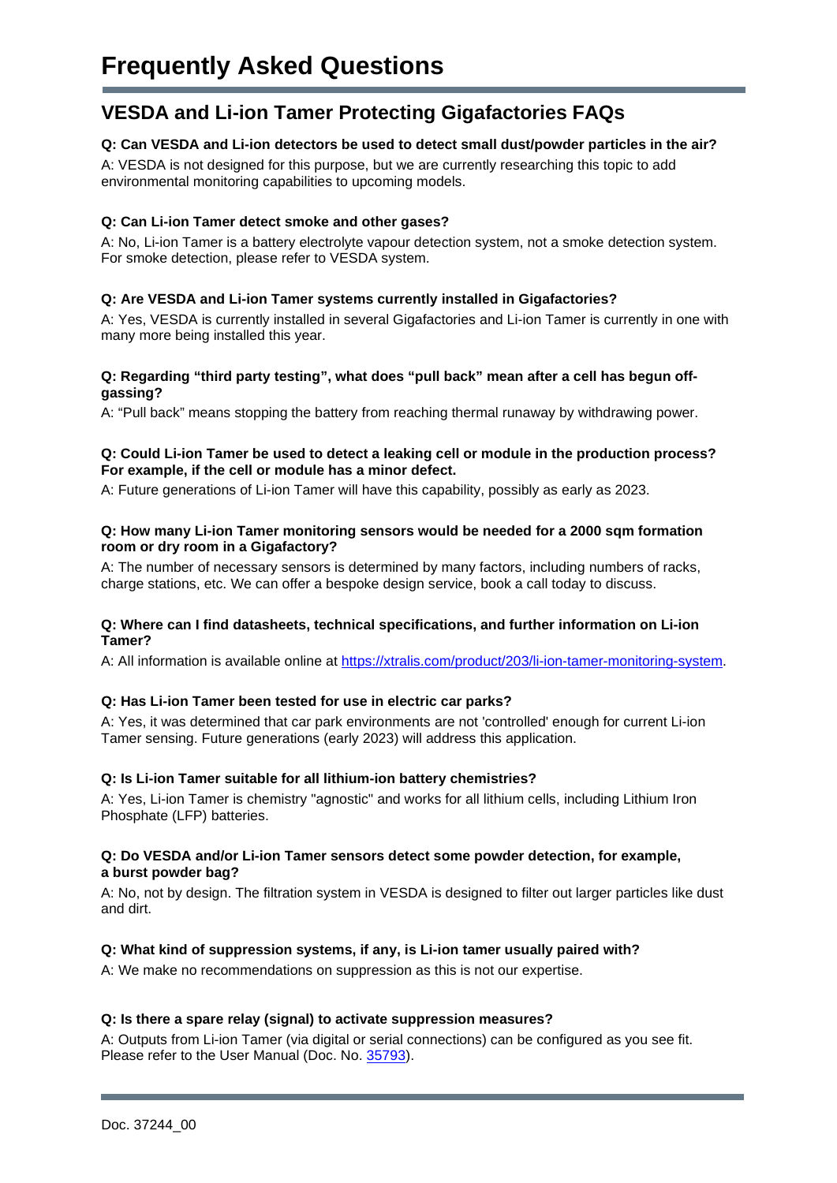# Frequently Asked Questions

## VESDA and Li-ion Tamer Protecting Gigafactories FAQs

**Q: Can VESDA and Li-ion detectors be used to detect small dust/powder particles in the air?**

A: VESDA is not designed for this purpose, but we are currently researching this topic to add environmental monitoring capabilities to upcoming models.

**Q: Can Li-ion Tamer detect smoke and other gases?**

A: No, Li-ion Tamer is a battery electrolyte vapour detection system, not a smoke detection system. For smoke detection, please refer to VESDA system.

**Q: Are VESDA and Li-ion Tamer systems currently installed in Gigafactories?**

A: Yes, VESDA is currently installed in several Gigafactories and Li-ion Tamer is currently in one with many more being installed this year.

**Q: Regarding "third party testing", what does "pull back" mean after a cell has begun off-gassing?**

A: "Pull back" means stopping the battery from reaching thermal runaway by withdrawing power.

**Q: Could Li-ion Tamer be used to detect a leaking cell or module in the production process? For example, if the cell or module has a minor defect.**

A: Future generations of Li-ion Tamer will have this capability, possibly as early as 2023.

**Q: How many Li-ion Tamer monitoring sensors would be needed for a 2000 sqm formation room or dry room in a Gigafactory?**

A: The number of necessary sensors is determined by many factors, including numbers of racks, charge stations, etc. We can offer a bespoke design service, book a call today to discuss.

**Q: Where can I find datasheets, technical specifications, and further information on Li-ion Tamer?**

A: All information is available online at https://xtralis.com/product/203/li-ion-tamer-monitoring-system.

**Q: Has Li-ion Tamer been tested for use in electric car parks?**

A: Yes, it was determined that car park environments are not 'controlled' enough for current Li-ion Tamer sensing. Future generations (early 2023) will address this application.

**Q: Is Li-ion Tamer suitable for all lithium-ion battery chemistries?**

A: Yes, Li-ion Tamer is chemistry "agnostic" and works for all lithium cells, including Lithium Iron Phosphate (LFP) batteries.

**Q: Do VESDA and/or Li-ion Tamer sensors detect some powder detection, for example, a burst powder bag?**

A: No, not by design. The filtration system in VESDA is designed to filter out larger particles like dust and dirt.

**Q: What kind of suppression systems, if any, is Li-ion tamer usually paired with?**

A: We make no recommendations on suppression as this is not our expertise.

**Q: Is there a spare relay (signal) to activate suppression measures?**

A: Outputs from Li-ion Tamer (via digital or serial connections) can be configured as you see fit. Please refer to the User Manual (Doc. No. 35793).

Doc. 37244_00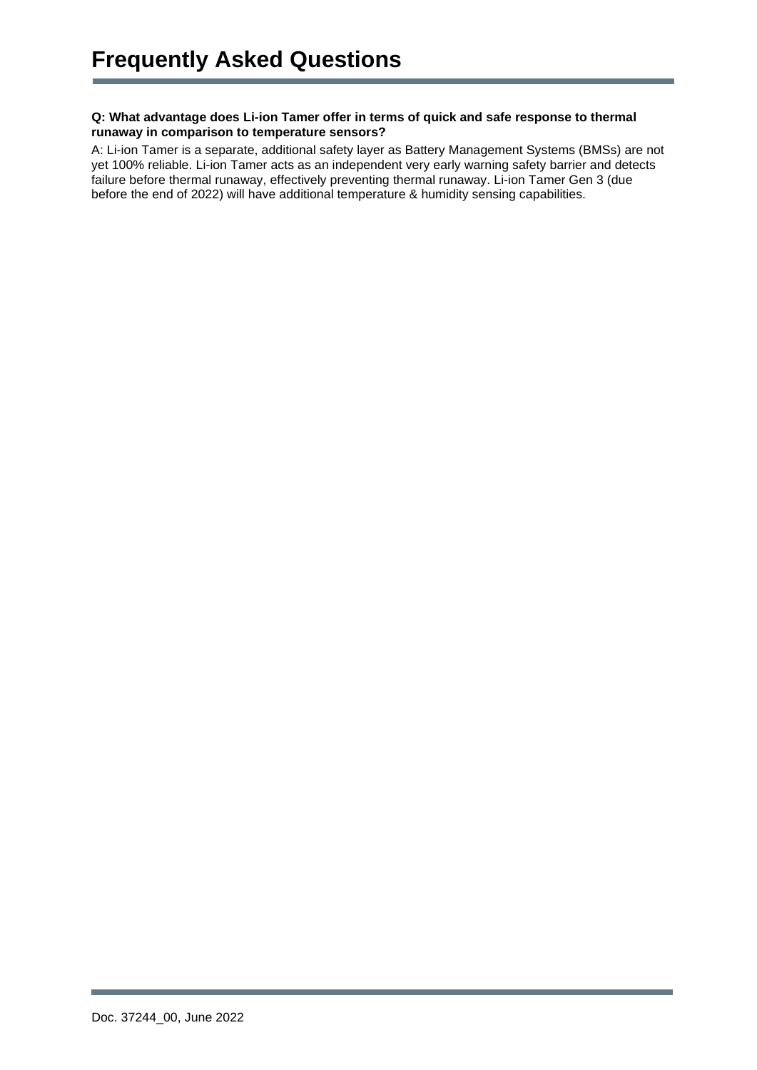# Frequently Asked Questions

**Q: What advantage does Li-ion Tamer offer in terms of quick and safe response to thermal runaway in comparison to temperature sensors?**

A: Li-ion Tamer is a separate, additional safety layer as Battery Management Systems (BMSs) are not yet 100% reliable. Li-ion Tamer acts as an independent very early warning safety barrier and detects failure before thermal runaway, effectively preventing thermal runaway. Li-ion Tamer Gen 3 (due before the end of 2022) will have additional temperature & humidity sensing capabilities.

Doc. 37244_00, June 2022